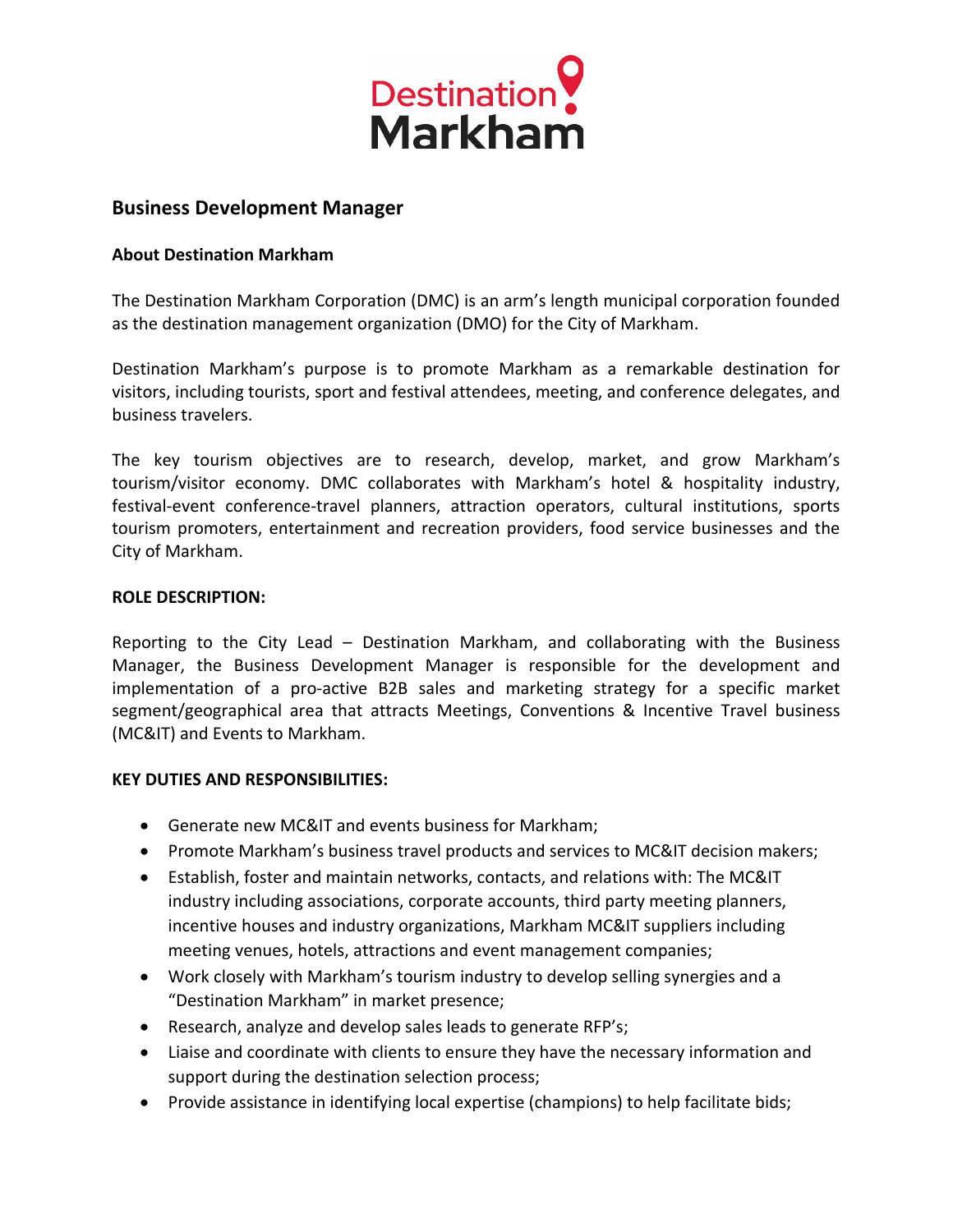Destination Markham

# Business Development Manager

## About Destination Markham

The Destination Markham Corporation (DMC) is an arm's length municipal corporation founded as the destination management organization (DMO) for the City of Markham.

Destination Markham's purpose is to promote Markham as a remarkable destination for visitors, including tourists, sport and festival attendees, meeting, and conference delegates, and business travelers.

The key tourism objectives are to research, develop, market, and grow Markham's tourism/visitor economy. DMC collaborates with Markham's hotel & hospitality industry, festival-event conference-travel planners, attraction operators, cultural institutions, sports tourism promoters, entertainment and recreation providers, food service businesses and the City of Markham.

## ROLE DESCRIPTION:

Reporting to the City Lead – Destination Markham, and collaborating with the Business Manager, the Business Development Manager is responsible for the development and implementation of a pro-active B2B sales and marketing strategy for a specific market segment/geographical area that attracts Meetings, Conventions & Incentive Travel business (MC&IT) and Events to Markham.

## KEY DUTIES AND RESPONSIBILITIES:

- Generate new MC&IT and events business for Markham;
- Promote Markham's business travel products and services to MC&IT decision makers;
- Establish, foster and maintain networks, contacts, and relations with: The MC&IT industry including associations, corporate accounts, third party meeting planners, incentive houses and industry organizations, Markham MC&IT suppliers including meeting venues, hotels, attractions and event management companies;
- Work closely with Markham's tourism industry to develop selling synergies and a "Destination Markham" in market presence;
- Research, analyze and develop sales leads to generate RFP's;
- Liaise and coordinate with clients to ensure they have the necessary information and support during the destination selection process;
- Provide assistance in identifying local expertise (champions) to help facilitate bids;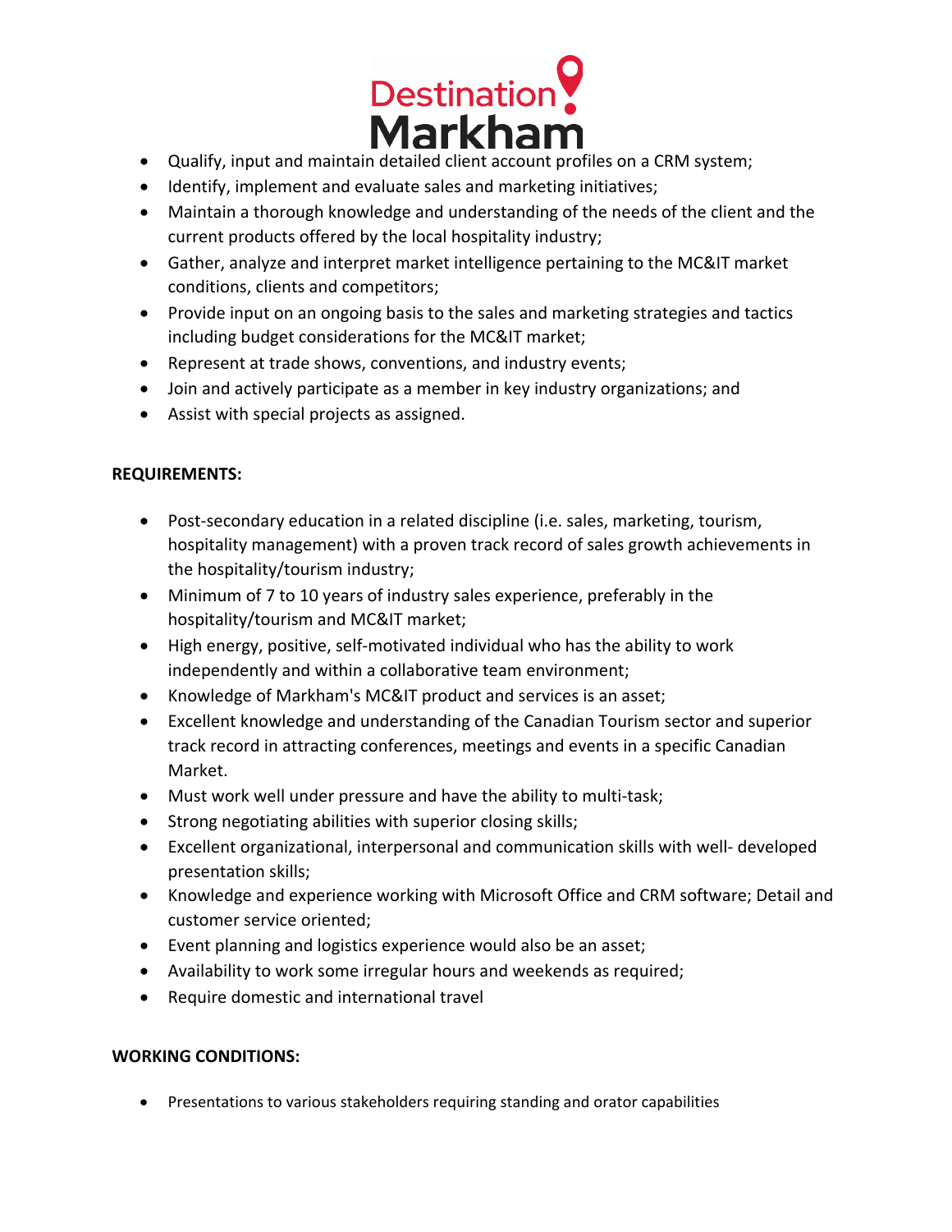- Qualify, input and maintain detailed client account profiles on a CRM system;
- Identify, implement and evaluate sales and marketing initiatives;
- Maintain a thorough knowledge and understanding of the needs of the client and the current products offered by the local hospitality industry;
- Gather, analyze and interpret market intelligence pertaining to the MC&IT market conditions, clients and competitors;
- Provide input on an ongoing basis to the sales and marketing strategies and tactics including budget considerations for the MC&IT market;
- Represent at trade shows, conventions, and industry events;
- Join and actively participate as a member in key industry organizations; and
- Assist with special projects as assigned.

**REQUIREMENTS:**

- Post-secondary education in a related discipline (i.e. sales, marketing, tourism, hospitality management) with a proven track record of sales growth achievements in the hospitality/tourism industry;
- Minimum of 7 to 10 years of industry sales experience, preferably in the hospitality/tourism and MC&IT market;
- High energy, positive, self-motivated individual who has the ability to work independently and within a collaborative team environment;
- Knowledge of Markham's MC&IT product and services is an asset;
- Excellent knowledge and understanding of the Canadian Tourism sector and superior track record in attracting conferences, meetings and events in a specific Canadian Market.
- Must work well under pressure and have the ability to multi-task;
- Strong negotiating abilities with superior closing skills;
- Excellent organizational, interpersonal and communication skills with well- developed presentation skills;
- Knowledge and experience working with Microsoft Office and CRM software; Detail and customer service oriented;
- Event planning and logistics experience would also be an asset;
- Availability to work some irregular hours and weekends as required;
- Require domestic and international travel

**WORKING CONDITIONS:**

- Presentations to various stakeholders requiring standing and orator capabilities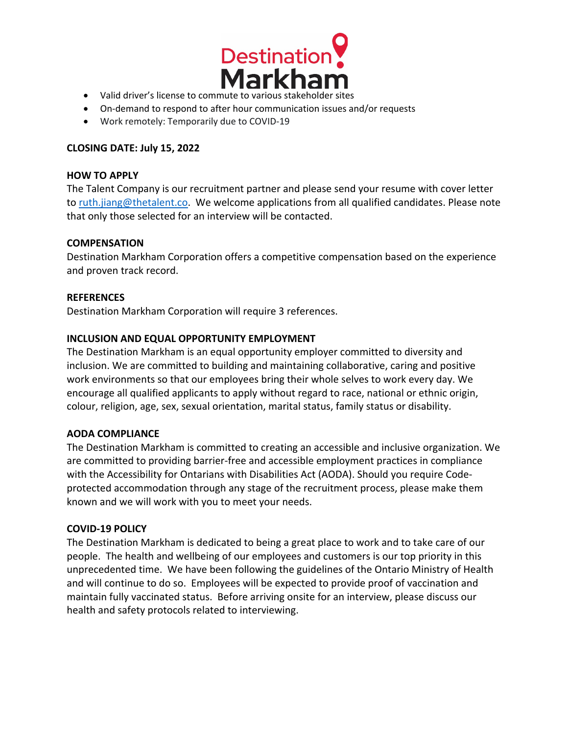- Valid driver's license to commute to various stakeholder sites
- On-demand to respond to after hour communication issues and/or requests
- Work remotely: Temporarily due to COVID-19

**CLOSING DATE: July 15, 2022**

**HOW TO APPLY**

The Talent Company is our recruitment partner and please send your resume with cover letter to ruth.jiang@thetalent.co. We welcome applications from all qualified candidates. Please note that only those selected for an interview will be contacted.

**COMPENSATION**

Destination Markham Corporation offers a competitive compensation based on the experience and proven track record.

**REFERENCES**

Destination Markham Corporation will require 3 references.

**INCLUSION AND EQUAL OPPORTUNITY EMPLOYMENT**

The Destination Markham is an equal opportunity employer committed to diversity and inclusion. We are committed to building and maintaining collaborative, caring and positive work environments so that our employees bring their whole selves to work every day. We encourage all qualified applicants to apply without regard to race, national or ethnic origin, colour, religion, age, sex, sexual orientation, marital status, family status or disability.

**AODA COMPLIANCE**

The Destination Markham is committed to creating an accessible and inclusive organization. We are committed to providing barrier-free and accessible employment practices in compliance with the Accessibility for Ontarians with Disabilities Act (AODA). Should you require Code-protected accommodation through any stage of the recruitment process, please make them known and we will work with you to meet your needs.

**COVID-19 POLICY**

The Destination Markham is dedicated to being a great place to work and to take care of our people. The health and wellbeing of our employees and customers is our top priority in this unprecedented time. We have been following the guidelines of the Ontario Ministry of Health and will continue to do so. Employees will be expected to provide proof of vaccination and maintain fully vaccinated status. Before arriving onsite for an interview, please discuss our health and safety protocols related to interviewing.